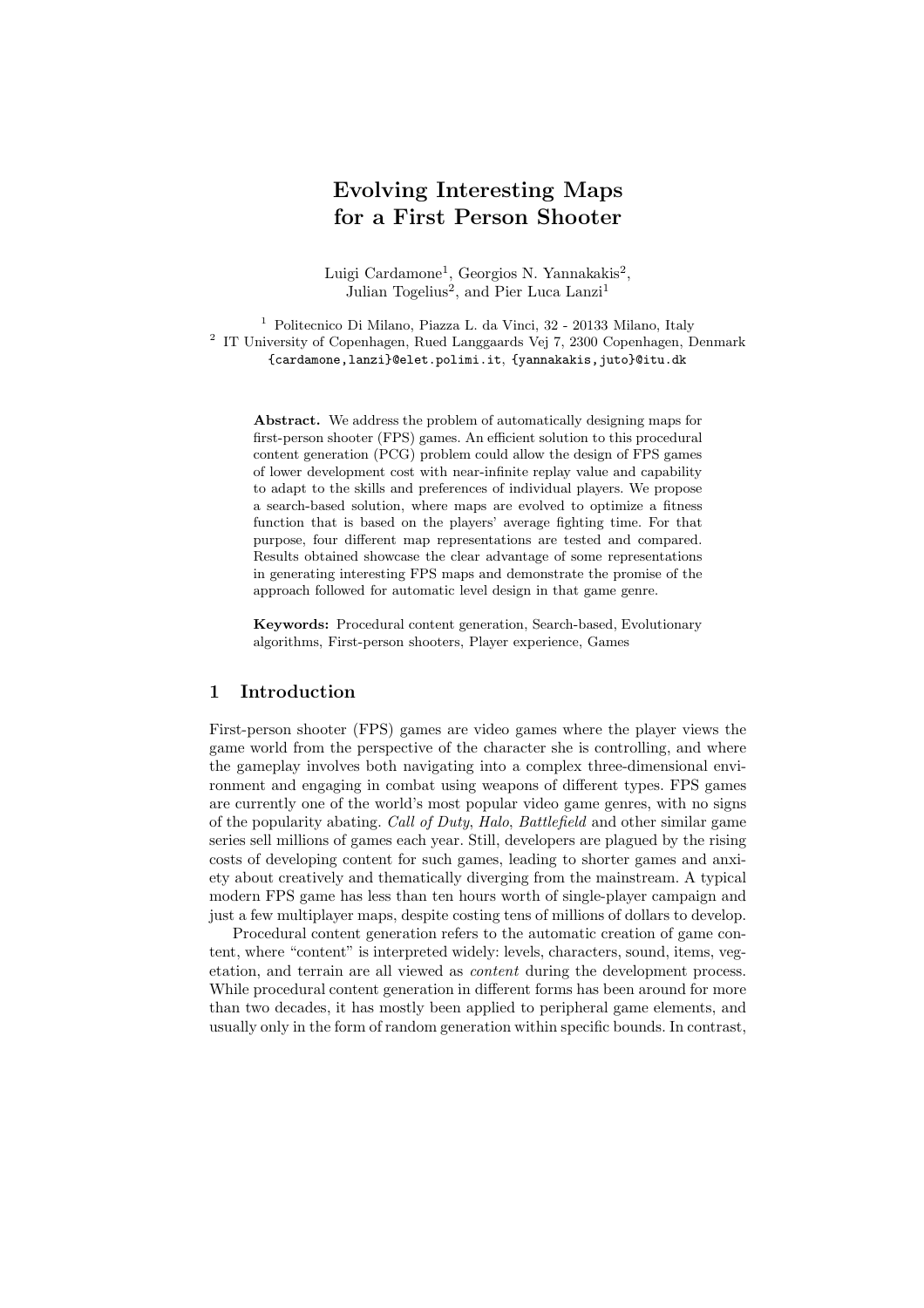# Evolving Interesting Maps for a First Person Shooter

Luigi Cardamone[1], Georgios N. Yannakakis[2], Julian Togelius[2], and Pier Luca Lanzi[1]

[1] Politecnico Di Milano, Piazza L. da Vinci, 32 - 20133 Milano, Italy
[2] IT University of Copenhagen, Rued Langgaards Vej 7, 2300 Copenhagen, Denmark
{cardamone,lanzi}@elet.polimi.it, {yannakakis,juto}@itu.dk

**Abstract.** We address the problem of automatically designing maps for first-person shooter (FPS) games. An efficient solution to this procedural content generation (PCG) problem could allow the design of FPS games of lower development cost with near-infinite replay value and capability to adapt to the skills and preferences of individual players. We propose a search-based solution, where maps are evolved to optimize a fitness function that is based on the players' average fighting time. For that purpose, four different map representations are tested and compared. Results obtained showcase the clear advantage of some representations in generating interesting FPS maps and demonstrate the promise of the approach followed for automatic level design in that game genre.

**Keywords:** Procedural content generation, Search-based, Evolutionary algorithms, First-person shooters, Player experience, Games

## 1 Introduction

First-person shooter (FPS) games are video games where the player views the game world from the perspective of the character she is controlling, and where the gameplay involves both navigating into a complex three-dimensional environment and engaging in combat using weapons of different types. FPS games are currently one of the world's most popular video game genres, with no signs of the popularity abating. *Call of Duty*, *Halo*, *Battlefield* and other similar game series sell millions of games each year. Still, developers are plagued by the rising costs of developing content for such games, leading to shorter games and anxiety about creatively and thematically diverging from the mainstream. A typical modern FPS game has less than ten hours worth of single-player campaign and just a few multiplayer maps, despite costing tens of millions of dollars to develop.

Procedural content generation refers to the automatic creation of game content, where "content" is interpreted widely: levels, characters, sound, items, vegetation, and terrain are all viewed as *content* during the development process. While procedural content generation in different forms has been around for more than two decades, it has mostly been applied to peripheral game elements, and usually only in the form of random generation within specific bounds. In contrast,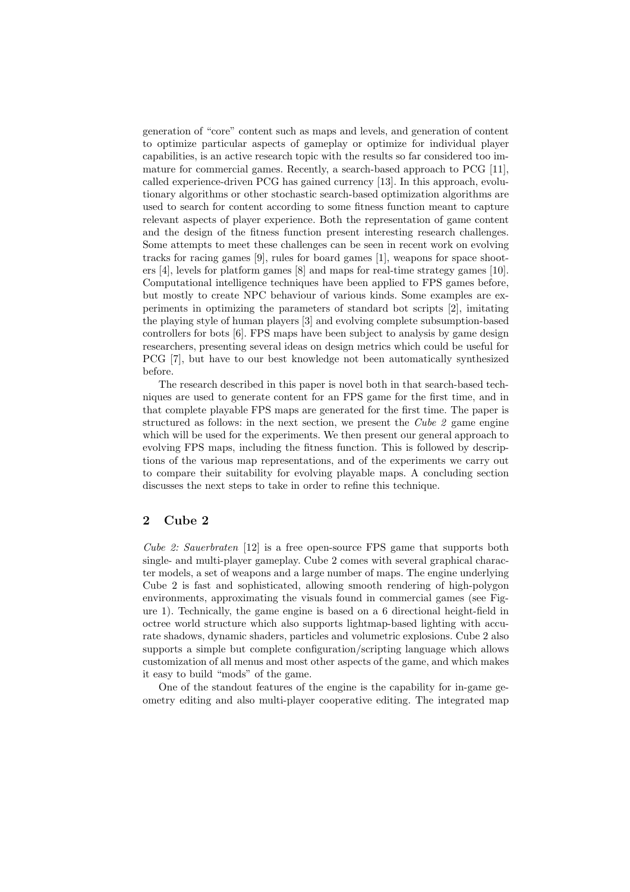generation of "core" content such as maps and levels, and generation of content to optimize particular aspects of gameplay or optimize for individual player capabilities, is an active research topic with the results so far considered too immature for commercial games. Recently, a search-based approach to PCG [11], called experience-driven PCG has gained currency [13]. In this approach, evolutionary algorithms or other stochastic search-based optimization algorithms are used to search for content according to some fitness function meant to capture relevant aspects of player experience. Both the representation of game content and the design of the fitness function present interesting research challenges. Some attempts to meet these challenges can be seen in recent work on evolving tracks for racing games [9], rules for board games [1], weapons for space shooters [4], levels for platform games [8] and maps for real-time strategy games [10]. Computational intelligence techniques have been applied to FPS games before, but mostly to create NPC behaviour of various kinds. Some examples are experiments in optimizing the parameters of standard bot scripts [2], imitating the playing style of human players [3] and evolving complete subsumption-based controllers for bots [6]. FPS maps have been subject to analysis by game design researchers, presenting several ideas on design metrics which could be useful for PCG [7], but have to our best knowledge not been automatically synthesized before.

The research described in this paper is novel both in that search-based techniques are used to generate content for an FPS game for the first time, and in that complete playable FPS maps are generated for the first time. The paper is structured as follows: in the next section, we present the *Cube 2* game engine which will be used for the experiments. We then present our general approach to evolving FPS maps, including the fitness function. This is followed by descriptions of the various map representations, and of the experiments we carry out to compare their suitability for evolving playable maps. A concluding section discusses the next steps to take in order to refine this technique.

## 2 Cube 2

*Cube 2: Sauerbraten* [12] is a free open-source FPS game that supports both single- and multi-player gameplay. Cube 2 comes with several graphical character models, a set of weapons and a large number of maps. The engine underlying Cube 2 is fast and sophisticated, allowing smooth rendering of high-polygon environments, approximating the visuals found in commercial games (see Figure 1). Technically, the game engine is based on a 6 directional height-field in octree world structure which also supports lightmap-based lighting with accurate shadows, dynamic shaders, particles and volumetric explosions. Cube 2 also supports a simple but complete configuration/scripting language which allows customization of all menus and most other aspects of the game, and which makes it easy to build "mods" of the game.

One of the standout features of the engine is the capability for in-game geometry editing and also multi-player cooperative editing. The integrated map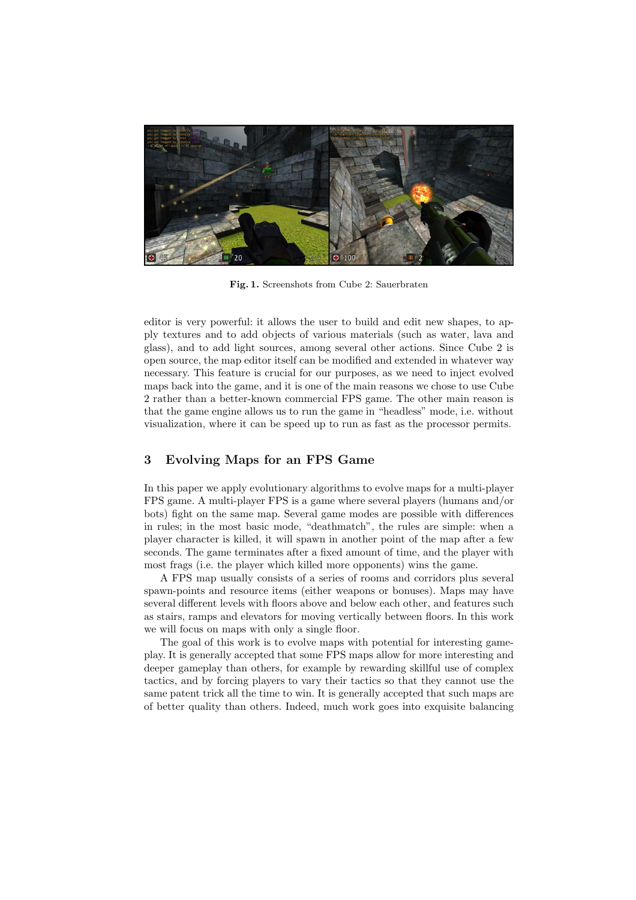Fig. 1. Screenshots from Cube 2: Sauerbraten

editor is very powerful: it allows the user to build and edit new shapes, to apply textures and to add objects of various materials (such as water, lava and glass), and to add light sources, among several other actions. Since Cube 2 is open source, the map editor itself can be modified and extended in whatever way necessary. This feature is crucial for our purposes, as we need to inject evolved maps back into the game, and it is one of the main reasons we chose to use Cube 2 rather than a better-known commercial FPS game. The other main reason is that the game engine allows us to run the game in "headless" mode, i.e. without visualization, where it can be speed up to run as fast as the processor permits.

## 3 Evolving Maps for an FPS Game

In this paper we apply evolutionary algorithms to evolve maps for a multi-player FPS game. A multi-player FPS is a game where several players (humans and/or bots) fight on the same map. Several game modes are possible with differences in rules; in the most basic mode, "deathmatch", the rules are simple: when a player character is killed, it will spawn in another point of the map after a few seconds. The game terminates after a fixed amount of time, and the player with most frags (i.e. the player which killed more opponents) wins the game.

A FPS map usually consists of a series of rooms and corridors plus several spawn-points and resource items (either weapons or bonuses). Maps may have several different levels with floors above and below each other, and features such as stairs, ramps and elevators for moving vertically between floors. In this work we will focus on maps with only a single floor.

The goal of this work is to evolve maps with potential for interesting gameplay. It is generally accepted that some FPS maps allow for more interesting and deeper gameplay than others, for example by rewarding skillful use of complex tactics, and by forcing players to vary their tactics so that they cannot use the same patent trick all the time to win. It is generally accepted that such maps are of better quality than others. Indeed, much work goes into exquisite balancing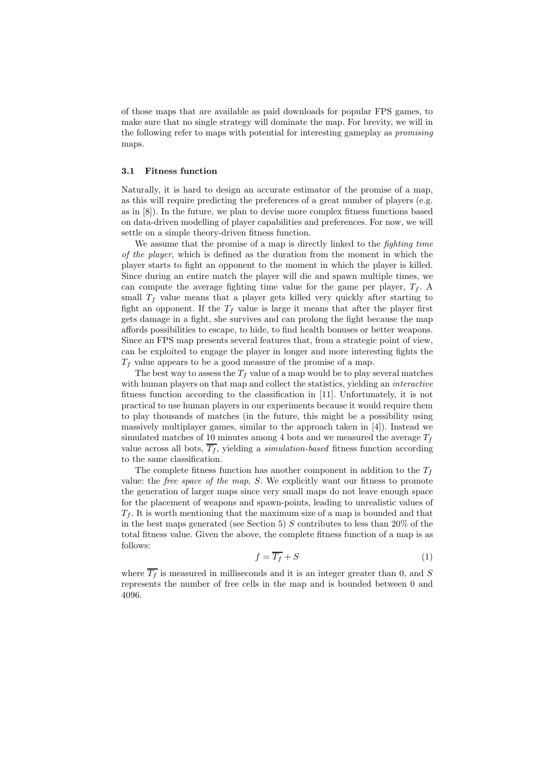of those maps that are available as paid downloads for popular FPS games, to make sure that no single strategy will dominate the map. For brevity, we will in the following refer to maps with potential for interesting gameplay as *promising* maps.

### 3.1 Fitness function

Naturally, it is hard to design an accurate estimator of the promise of a map, as this will require predicting the preferences of a great number of players (e.g. as in [8]). In the future, we plan to devise more complex fitness functions based on data-driven modelling of player capabilities and preferences. For now, we will settle on a simple theory-driven fitness function.

We assume that the promise of a map is directly linked to the *fighting time of the player*, which is defined as the duration from the moment in which the player starts to fight an opponent to the moment in which the player is killed. Since during an entire match the player will die and spawn multiple times, we can compute the average fighting time value for the game per player, $T_f$. A small $T_f$ value means that a player gets killed very quickly after starting to fight an opponent. If the $T_f$ value is large it means that after the player first gets damage in a fight, she survives and can prolong the fight because the map affords possibilities to escape, to hide, to find health bonuses or better weapons. Since an FPS map presents several features that, from a strategic point of view, can be exploited to engage the player in longer and more interesting fights the $T_f$ value appears to be a good measure of the promise of a map.

The best way to assess the $T_f$ value of a map would be to play several matches with human players on that map and collect the statistics, yielding an *interactive* fitness function according to the classification in [11]. Unfortunately, it is not practical to use human players in our experiments because it would require them to play thousands of matches (in the future, this might be a possibility using massively multiplayer games, similar to the approach taken in [4]). Instead we simulated matches of 10 minutes among 4 bots and we measured the average $T_f$ value across all bots, $\overline{T_f}$, yielding a *simulation-based* fitness function according to the same classification.

The complete fitness function has another component in addition to the $T_f$ value: the *free space of the map*, $S$. We explicitly want our fitness to promote the generation of larger maps since very small maps do not leave enough space for the placement of weapons and spawn-points, leading to unrealistic values of $T_f$. It is worth mentioning that the maximum size of a map is bounded and that in the best maps generated (see Section 5) $S$ contributes to less than 20% of the total fitness value. Given the above, the complete fitness function of a map is as follows:

$$f = \overline{T_f} + S \tag{1}$$

where $\overline{T_f}$ is measured in milliseconds and it is an integer greater than 0, and $S$ represents the number of free cells in the map and is bounded between 0 and 4096.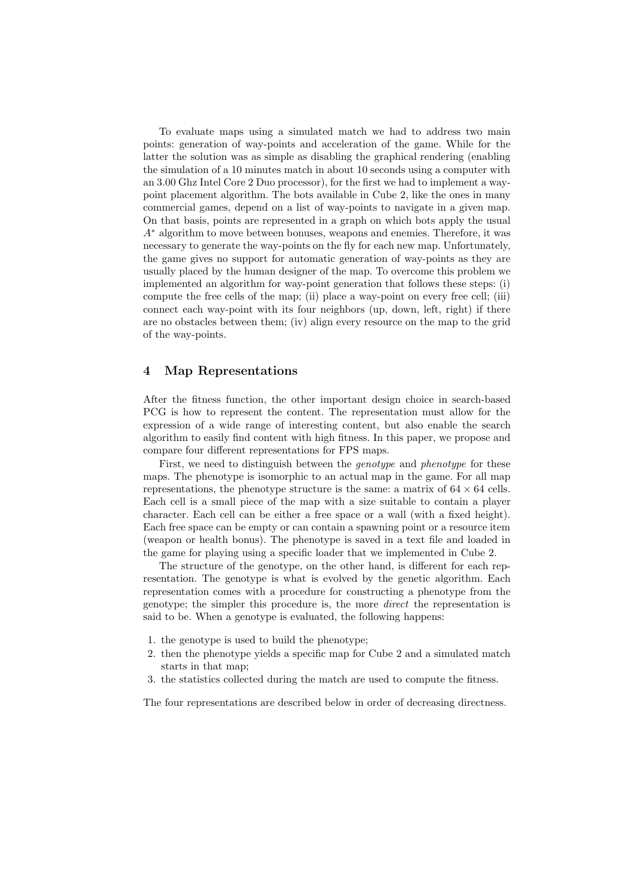To evaluate maps using a simulated match we had to address two main points: generation of way-points and acceleration of the game. While for the latter the solution was as simple as disabling the graphical rendering (enabling the simulation of a 10 minutes match in about 10 seconds using a computer with an 3.00 Ghz Intel Core 2 Duo processor), for the first we had to implement a way-point placement algorithm. The bots available in Cube 2, like the ones in many commercial games, depend on a list of way-points to navigate in a given map. On that basis, points are represented in a graph on which bots apply the usual $A^*$ algorithm to move between bonuses, weapons and enemies. Therefore, it was necessary to generate the way-points on the fly for each new map. Unfortunately, the game gives no support for automatic generation of way-points as they are usually placed by the human designer of the map. To overcome this problem we implemented an algorithm for way-point generation that follows these steps: (i) compute the free cells of the map; (ii) place a way-point on every free cell; (iii) connect each way-point with its four neighbors (up, down, left, right) if there are no obstacles between them; (iv) align every resource on the map to the grid of the way-points.

## 4 Map Representations

After the fitness function, the other important design choice in search-based PCG is how to represent the content. The representation must allow for the expression of a wide range of interesting content, but also enable the search algorithm to easily find content with high fitness. In this paper, we propose and compare four different representations for FPS maps.

First, we need to distinguish between the *genotype* and *phenotype* for these maps. The phenotype is isomorphic to an actual map in the game. For all map representations, the phenotype structure is the same: a matrix of $64 \times 64$ cells. Each cell is a small piece of the map with a size suitable to contain a player character. Each cell can be either a free space or a wall (with a fixed height). Each free space can be empty or can contain a spawning point or a resource item (weapon or health bonus). The phenotype is saved in a text file and loaded in the game for playing using a specific loader that we implemented in Cube 2.

The structure of the genotype, on the other hand, is different for each representation. The genotype is what is evolved by the genetic algorithm. Each representation comes with a procedure for constructing a phenotype from the genotype; the simpler this procedure is, the more *direct* the representation is said to be. When a genotype is evaluated, the following happens:

1. the genotype is used to build the phenotype;
2. then the phenotype yields a specific map for Cube 2 and a simulated match starts in that map;
3. the statistics collected during the match are used to compute the fitness.

The four representations are described below in order of decreasing directness.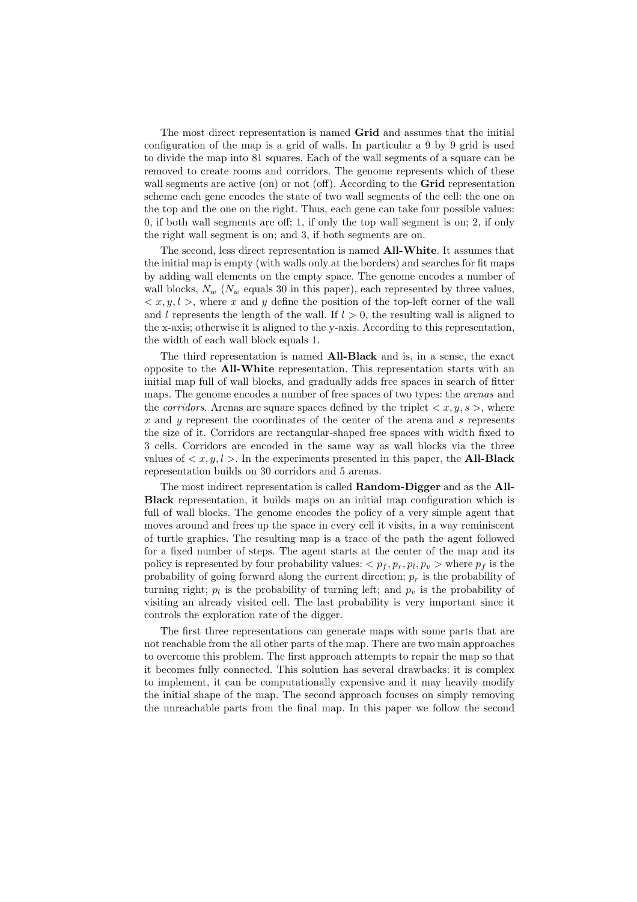The most direct representation is named **Grid** and assumes that the initial configuration of the map is a grid of walls. In particular a 9 by 9 grid is used to divide the map into 81 squares. Each of the wall segments of a square can be removed to create rooms and corridors. The genome represents which of these wall segments are active (on) or not (off). According to the **Grid** representation scheme each gene encodes the state of two wall segments of the cell: the one on the top and the one on the right. Thus, each gene can take four possible values: 0, if both wall segments are off; 1, if only the top wall segment is on; 2, if only the right wall segment is on; and 3, if both segments are on.

The second, less direct representation is named **All-White**. It assumes that the initial map is empty (with walls only at the borders) and searches for fit maps by adding wall elements on the empty space. The genome encodes a number of wall blocks, $N_w$ ($N_w$ equals 30 in this paper), each represented by three values, $< x, y, l >$, where $x$ and $y$ define the position of the top-left corner of the wall and $l$ represents the length of the wall. If $l > 0$, the resulting wall is aligned to the x-axis; otherwise it is aligned to the y-axis. According to this representation, the width of each wall block equals 1.

The third representation is named **All-Black** and is, in a sense, the exact opposite to the **All-White** representation. This representation starts with an initial map full of wall blocks, and gradually adds free spaces in search of fitter maps. The genome encodes a number of free spaces of two types: the *arenas* and the *corridors*. Arenas are square spaces defined by the triplet $< x, y, s >$, where $x$ and $y$ represent the coordinates of the center of the arena and $s$ represents the size of it. Corridors are rectangular-shaped free spaces with width fixed to 3 cells. Corridors are encoded in the same way as wall blocks via the three values of $< x, y, l >$. In the experiments presented in this paper, the **All-Black** representation builds on 30 corridors and 5 arenas.

The most indirect representation is called **Random-Digger** and as the **All-Black** representation, it builds maps on an initial map configuration which is full of wall blocks. The genome encodes the policy of a very simple agent that moves around and frees up the space in every cell it visits, in a way reminiscent of turtle graphics. The resulting map is a trace of the path the agent followed for a fixed number of steps. The agent starts at the center of the map and its policy is represented by four probability values: $< p_f, p_r, p_l, p_v >$ where $p_f$ is the probability of going forward along the current direction; $p_r$ is the probability of turning right; $p_l$ is the probability of turning left; and $p_v$ is the probability of visiting an already visited cell. The last probability is very important since it controls the exploration rate of the digger.

The first three representations can generate maps with some parts that are not reachable from the all other parts of the map. There are two main approaches to overcome this problem. The first approach attempts to repair the map so that it becomes fully connected. This solution has several drawbacks: it is complex to implement, it can be computationally expensive and it may heavily modify the initial shape of the map. The second approach focuses on simply removing the unreachable parts from the final map. In this paper we follow the second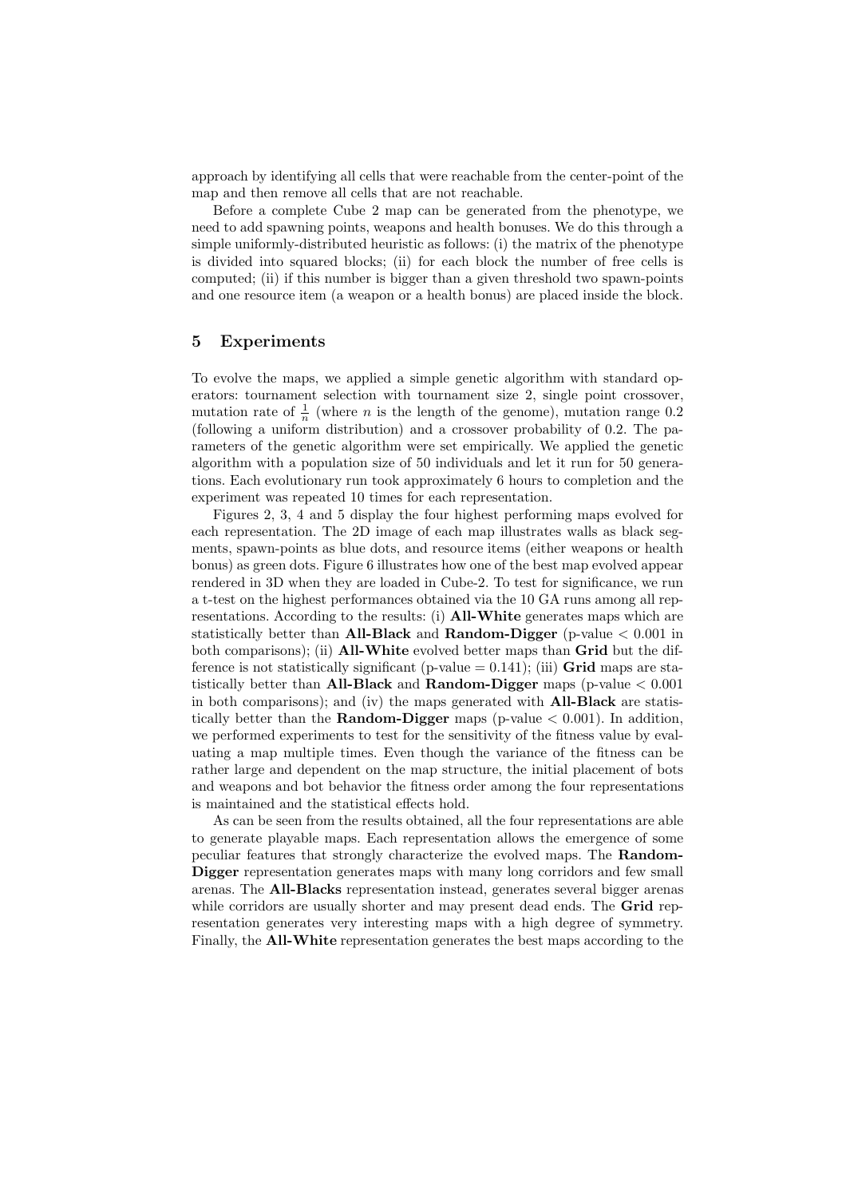approach by identifying all cells that were reachable from the center-point of the map and then remove all cells that are not reachable.

Before a complete Cube 2 map can be generated from the phenotype, we need to add spawning points, weapons and health bonuses. We do this through a simple uniformly-distributed heuristic as follows: (i) the matrix of the phenotype is divided into squared blocks; (ii) for each block the number of free cells is computed; (ii) if this number is bigger than a given threshold two spawn-points and one resource item (a weapon or a health bonus) are placed inside the block.

## 5 Experiments

To evolve the maps, we applied a simple genetic algorithm with standard operators: tournament selection with tournament size 2, single point crossover, mutation rate of $\frac{1}{n}$ (where $n$ is the length of the genome), mutation range 0.2 (following a uniform distribution) and a crossover probability of 0.2. The parameters of the genetic algorithm were set empirically. We applied the genetic algorithm with a population size of 50 individuals and let it run for 50 generations. Each evolutionary run took approximately 6 hours to completion and the experiment was repeated 10 times for each representation.

Figures 2, 3, 4 and 5 display the four highest performing maps evolved for each representation. The 2D image of each map illustrates walls as black segments, spawn-points as blue dots, and resource items (either weapons or health bonus) as green dots. Figure 6 illustrates how one of the best map evolved appear rendered in 3D when they are loaded in Cube-2. To test for significance, we run a t-test on the highest performances obtained via the 10 GA runs among all representations. According to the results: (i) **All-White** generates maps which are statistically better than **All-Black** and **Random-Digger** (p-value $< 0.001$ in both comparisons); (ii) **All-White** evolved better maps than **Grid** but the difference is not statistically significant (p-value $= 0.141$); (iii) **Grid** maps are statistically better than **All-Black** and **Random-Digger** maps (p-value $< 0.001$ in both comparisons); and (iv) the maps generated with **All-Black** are statistically better than the **Random-Digger** maps (p-value $< 0.001$). In addition, we performed experiments to test for the sensitivity of the fitness value by evaluating a map multiple times. Even though the variance of the fitness can be rather large and dependent on the map structure, the initial placement of bots and weapons and bot behavior the fitness order among the four representations is maintained and the statistical effects hold.

As can be seen from the results obtained, all the four representations are able to generate playable maps. Each representation allows the emergence of some peculiar features that strongly characterize the evolved maps. The **Random-Digger** representation generates maps with many long corridors and few small arenas. The **All-Blacks** representation instead, generates several bigger arenas while corridors are usually shorter and may present dead ends. The **Grid** representation generates very interesting maps with a high degree of symmetry. Finally, the **All-White** representation generates the best maps according to the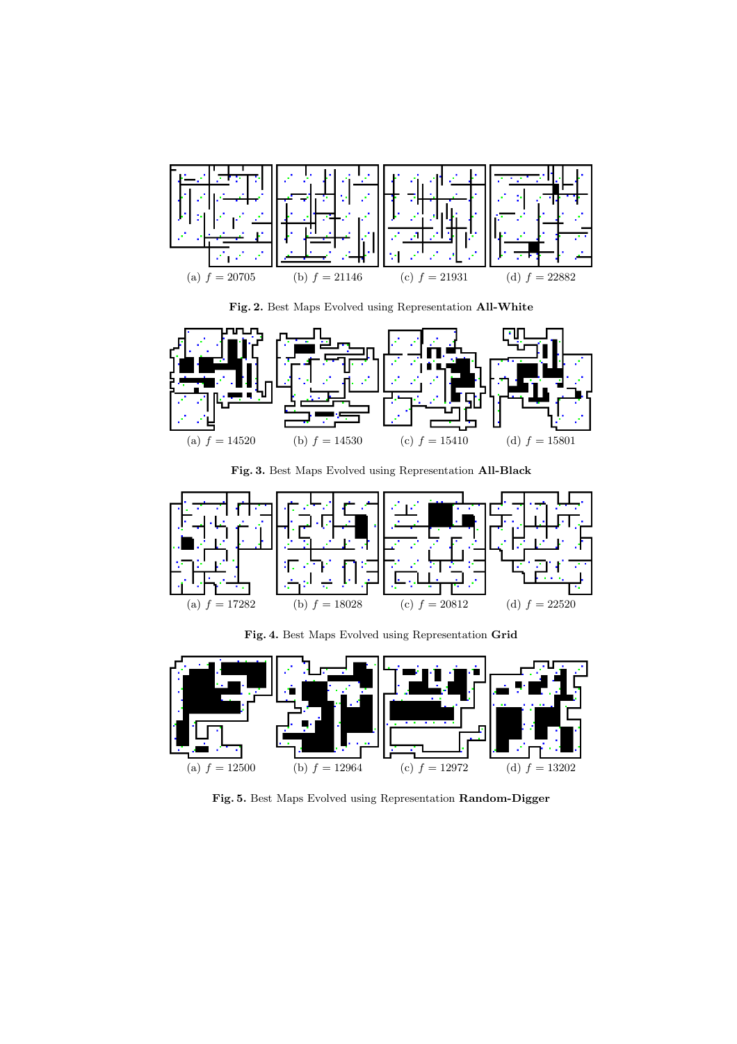(a) $f = 20705$ (b) $f = 21146$ (c) $f = 21931$ (d) $f = 22882$

**Fig. 2.** Best Maps Evolved using Representation **All-White**

(a) $f = 14520$ (b) $f = 14530$ (c) $f = 15410$ (d) $f = 15801$

**Fig. 3.** Best Maps Evolved using Representation **All-Black**

(a) $f = 17282$ (b) $f = 18028$ (c) $f = 20812$ (d) $f = 22520$

**Fig. 4.** Best Maps Evolved using Representation **Grid**

(a) $f = 12500$ (b) $f = 12964$ (c) $f = 12972$ (d) $f = 13202$

**Fig. 5.** Best Maps Evolved using Representation **Random-Digger**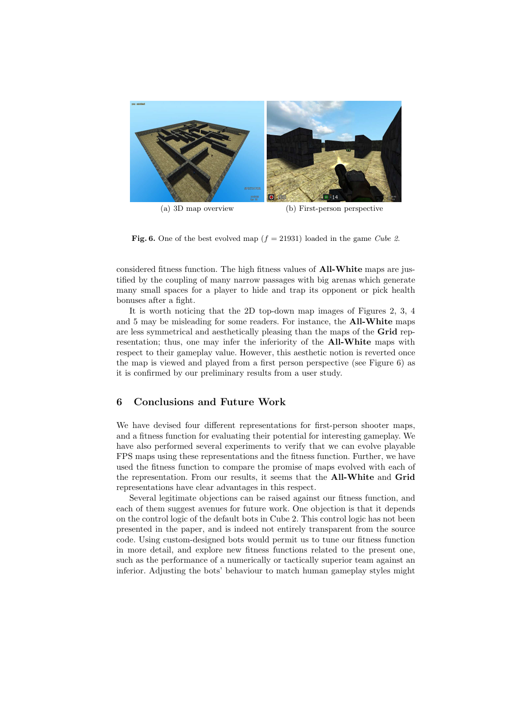(a) 3D map overview

(b) First-person perspective

**Fig. 6.** One of the best evolved map ($f = 21931$) loaded in the game *Cube 2*.

considered fitness function. The high fitness values of **All-White** maps are justified by the coupling of many narrow passages with big arenas which generate many small spaces for a player to hide and trap its opponent or pick health bonuses after a fight.

It is worth noticing that the 2D top-down map images of Figures 2, 3, 4 and 5 may be misleading for some readers. For instance, the **All-White** maps are less symmetrical and aesthetically pleasing than the maps of the **Grid** representation; thus, one may infer the inferiority of the **All-White** maps with respect to their gameplay value. However, this aesthetic notion is reverted once the map is viewed and played from a first person perspective (see Figure 6) as it is confirmed by our preliminary results from a user study.

## 6 Conclusions and Future Work

We have devised four different representations for first-person shooter maps, and a fitness function for evaluating their potential for interesting gameplay. We have also performed several experiments to verify that we can evolve playable FPS maps using these representations and the fitness function. Further, we have used the fitness function to compare the promise of maps evolved with each of the representation. From our results, it seems that the **All-White** and **Grid** representations have clear advantages in this respect.

Several legitimate objections can be raised against our fitness function, and each of them suggest avenues for future work. One objection is that it depends on the control logic of the default bots in Cube 2. This control logic has not been presented in the paper, and is indeed not entirely transparent from the source code. Using custom-designed bots would permit us to tune our fitness function in more detail, and explore new fitness functions related to the present one, such as the performance of a numerically or tactically superior team against an inferior. Adjusting the bots' behaviour to match human gameplay styles might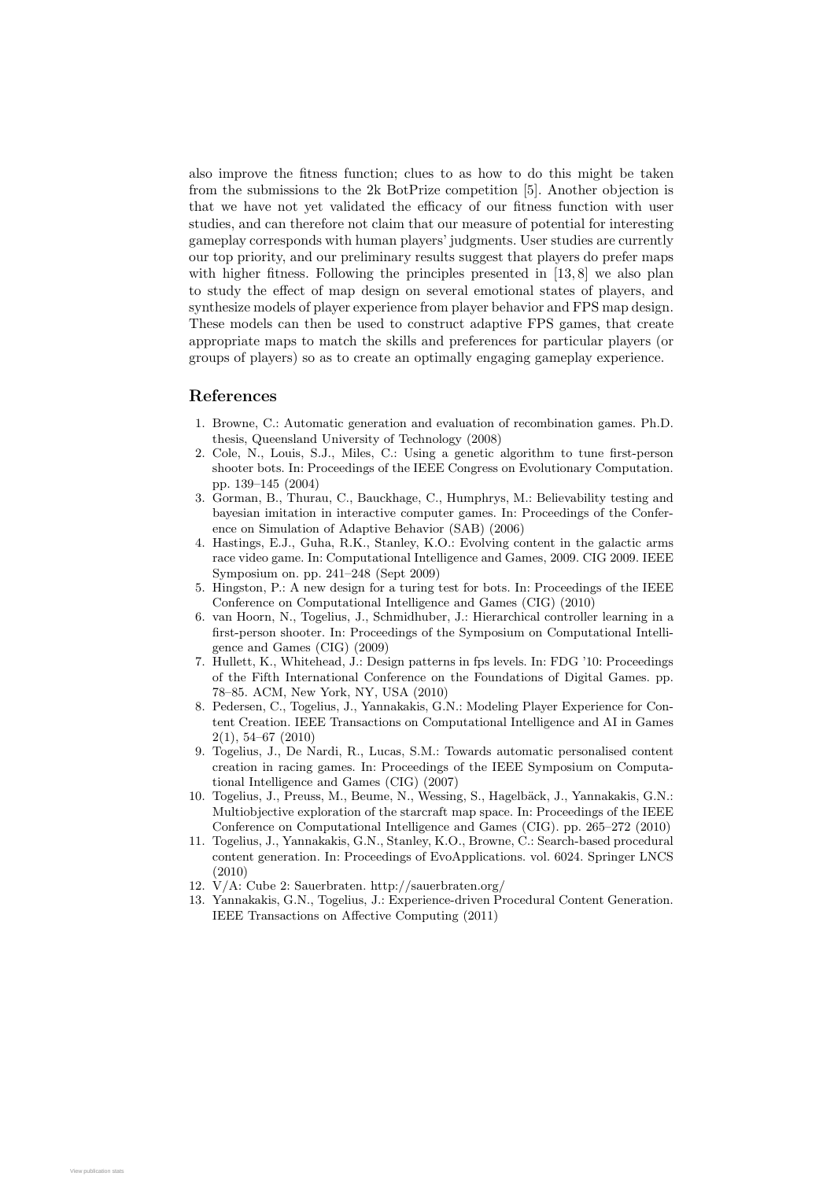also improve the fitness function; clues to as how to do this might be taken from the submissions to the 2k BotPrize competition [5]. Another objection is that we have not yet validated the efficacy of our fitness function with user studies, and can therefore not claim that our measure of potential for interesting gameplay corresponds with human players' judgments. User studies are currently our top priority, and our preliminary results suggest that players do prefer maps with higher fitness. Following the principles presented in [13, 8] we also plan to study the effect of map design on several emotional states of players, and synthesize models of player experience from player behavior and FPS map design. These models can then be used to construct adaptive FPS games, that create appropriate maps to match the skills and preferences for particular players (or groups of players) so as to create an optimally engaging gameplay experience.

## References

1. Browne, C.: Automatic generation and evaluation of recombination games. Ph.D. thesis, Queensland University of Technology (2008)
2. Cole, N., Louis, S.J., Miles, C.: Using a genetic algorithm to tune first-person shooter bots. In: Proceedings of the IEEE Congress on Evolutionary Computation. pp. 139–145 (2004)
3. Gorman, B., Thurau, C., Bauckhage, C., Humphrys, M.: Believability testing and bayesian imitation in interactive computer games. In: Proceedings of the Conference on Simulation of Adaptive Behavior (SAB) (2006)
4. Hastings, E.J., Guha, R.K., Stanley, K.O.: Evolving content in the galactic arms race video game. In: Computational Intelligence and Games, 2009. CIG 2009. IEEE Symposium on. pp. 241–248 (Sept 2009)
5. Hingston, P.: A new design for a turing test for bots. In: Proceedings of the IEEE Conference on Computational Intelligence and Games (CIG) (2010)
6. van Hoorn, N., Togelius, J., Schmidhuber, J.: Hierarchical controller learning in a first-person shooter. In: Proceedings of the Symposium on Computational Intelligence and Games (CIG) (2009)
7. Hullett, K., Whitehead, J.: Design patterns in fps levels. In: FDG '10: Proceedings of the Fifth International Conference on the Foundations of Digital Games. pp. 78–85. ACM, New York, NY, USA (2010)
8. Pedersen, C., Togelius, J., Yannakakis, G.N.: Modeling Player Experience for Content Creation. IEEE Transactions on Computational Intelligence and AI in Games 2(1), 54–67 (2010)
9. Togelius, J., De Nardi, R., Lucas, S.M.: Towards automatic personalised content creation in racing games. In: Proceedings of the IEEE Symposium on Computational Intelligence and Games (CIG) (2007)
10. Togelius, J., Preuss, M., Beume, N., Wessing, S., Hagelbäck, J., Yannakakis, G.N.: Multiobjective exploration of the starcraft map space. In: Proceedings of the IEEE Conference on Computational Intelligence and Games (CIG). pp. 265–272 (2010)
11. Togelius, J., Yannakakis, G.N., Stanley, K.O., Browne, C.: Search-based procedural content generation. In: Proceedings of EvoApplications. vol. 6024. Springer LNCS (2010)
12. V/A: Cube 2: Sauerbraten. http://sauerbraten.org/
13. Yannakakis, G.N., Togelius, J.: Experience-driven Procedural Content Generation. IEEE Transactions on Affective Computing (2011)